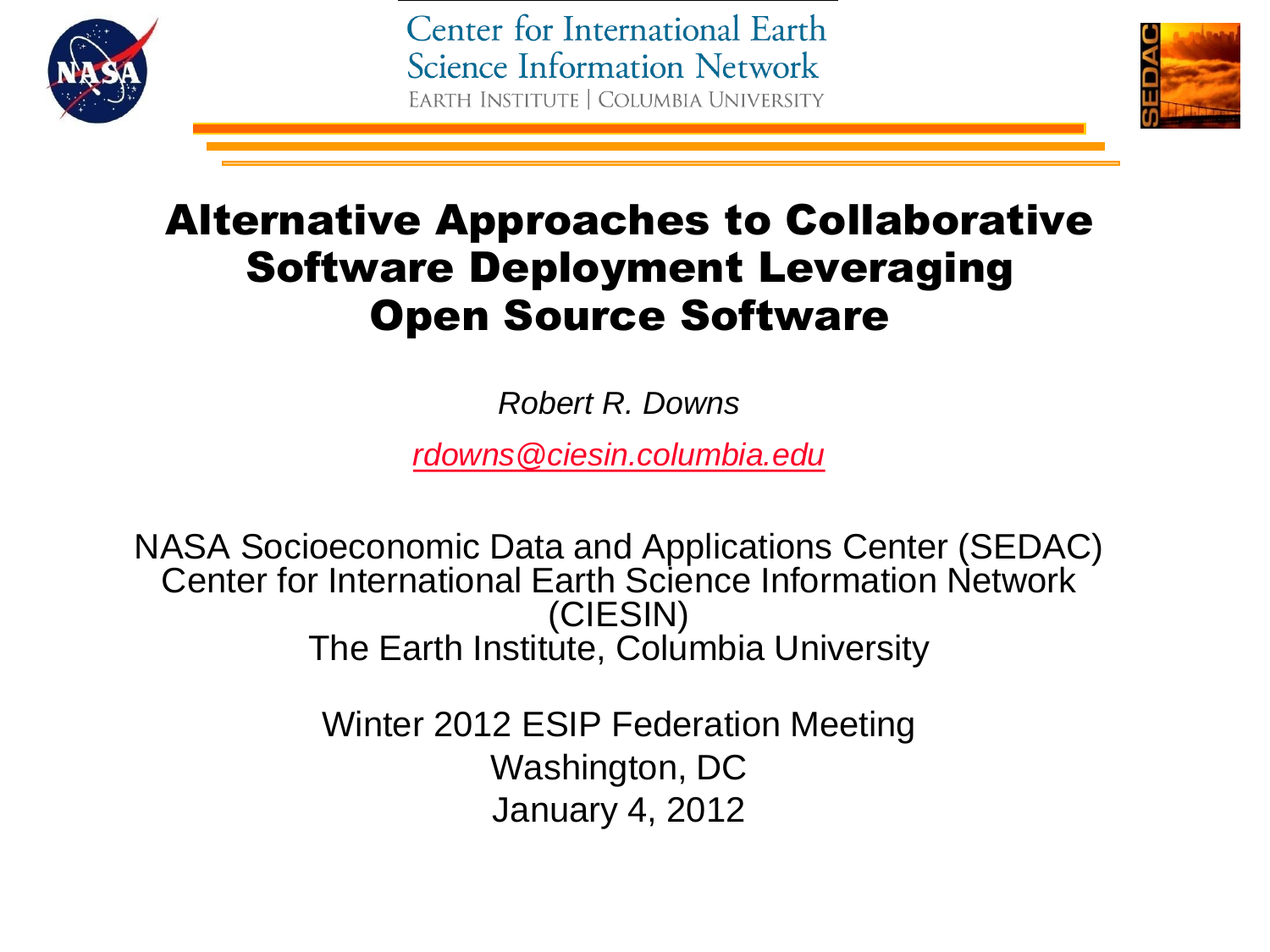Center for International Earth Science Information Network
EARTH INSTITUTE | COLUMBIA UNIVERSITY

# Alternative Approaches to Collaborative Software Deployment Leveraging Open Source Software

*Robert R. Downs*

*rdowns@ciesin.columbia.edu*

NASA Socioeconomic Data and Applications Center (SEDAC)
Center for International Earth Science Information Network (CIESIN)
The Earth Institute, Columbia University

Winter 2012 ESIP Federation Meeting
Washington, DC
January 4, 2012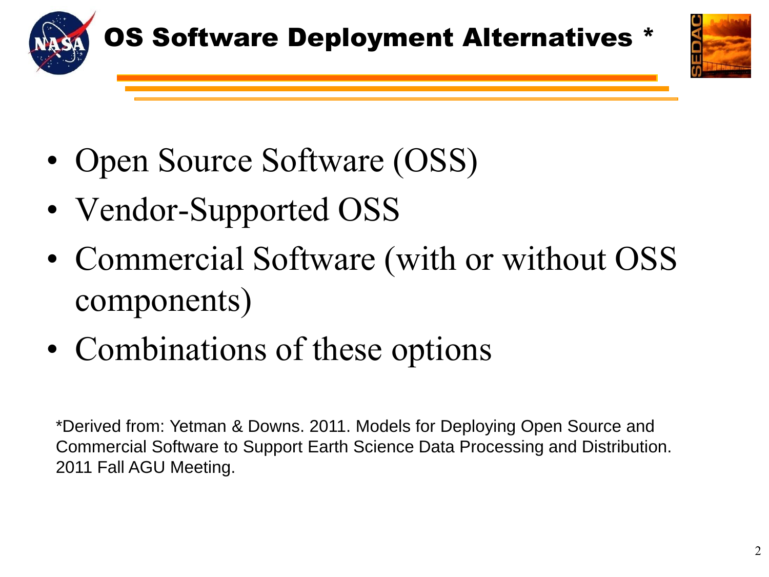# OS Software Deployment Alternatives *

- Open Source Software (OSS)
- Vendor-Supported OSS
- Commercial Software (with or without OSS components)
- Combinations of these options

*Derived from: Yetman & Downs. 2011. Models for Deploying Open Source and Commercial Software to Support Earth Science Data Processing and Distribution. 2011 Fall AGU Meeting.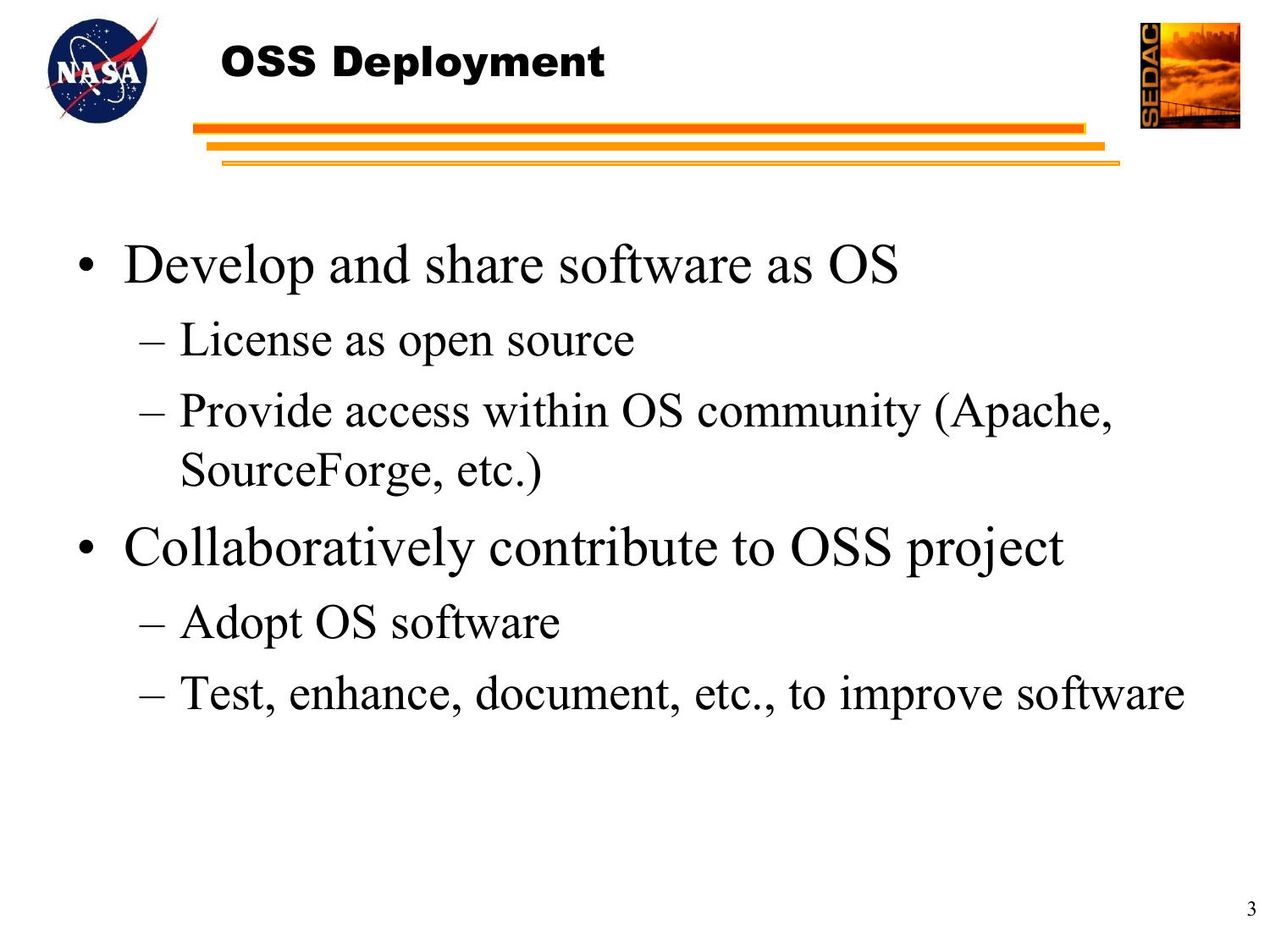# OSS Deployment

- Develop and share software as OS
  - License as open source
  - Provide access within OS community (Apache, SourceForge, etc.)
- Collaboratively contribute to OSS project
  - Adopt OS software
  - Test, enhance, document, etc., to improve software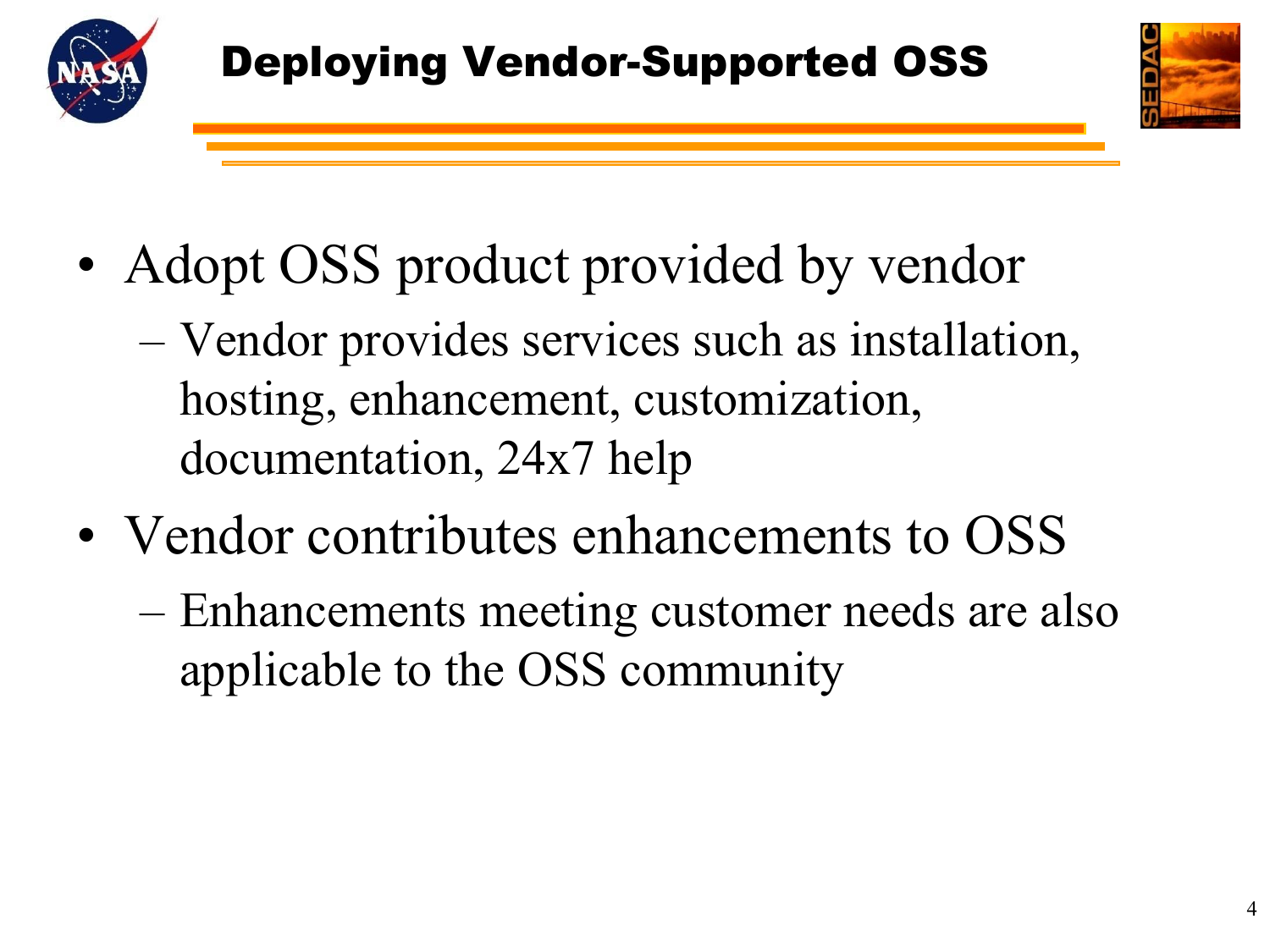# Deploying Vendor-Supported OSS

- Adopt OSS product provided by vendor
  - Vendor provides services such as installation, hosting, enhancement, customization, documentation, 24x7 help
- Vendor contributes enhancements to OSS
  - Enhancements meeting customer needs are also applicable to the OSS community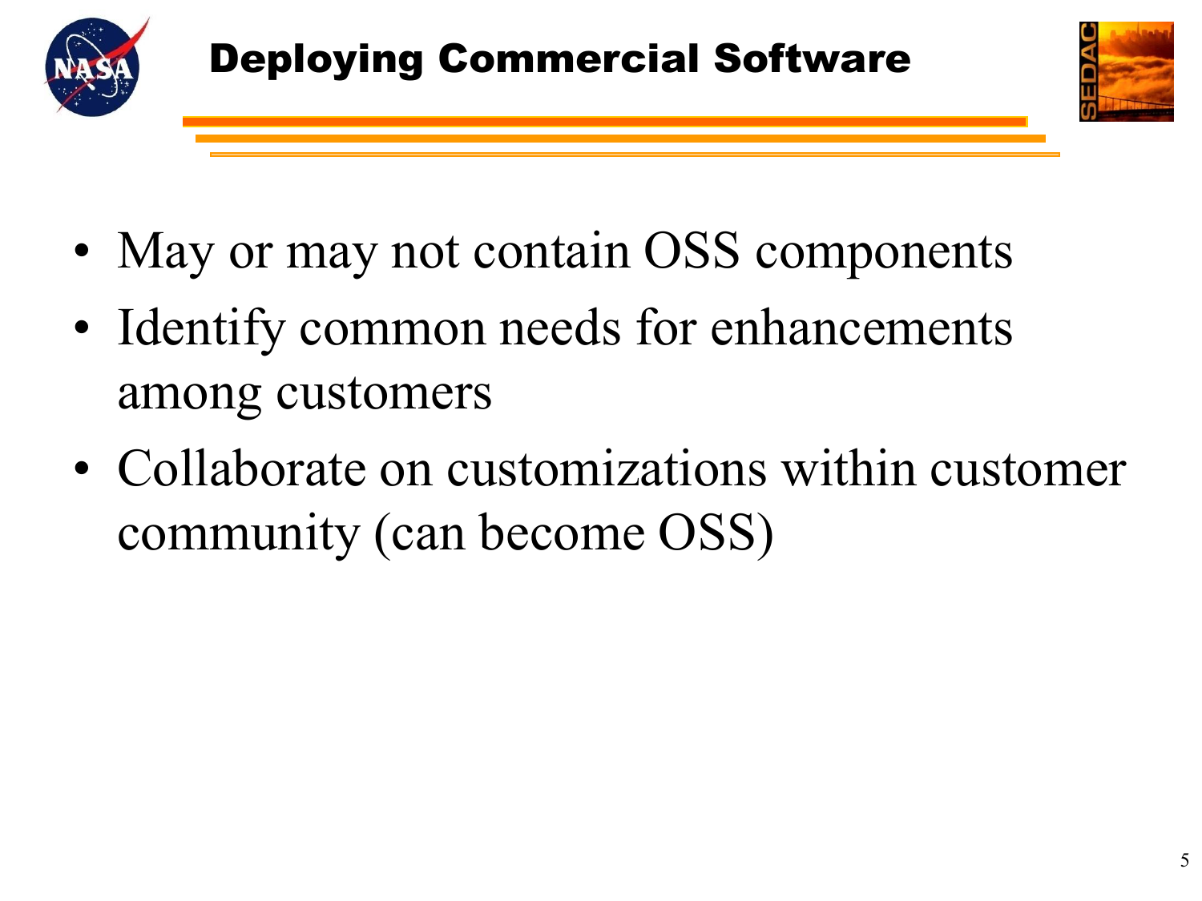# Deploying Commercial Software

- May or may not contain OSS components
- Identify common needs for enhancements among customers
- Collaborate on customizations within customer community (can become OSS)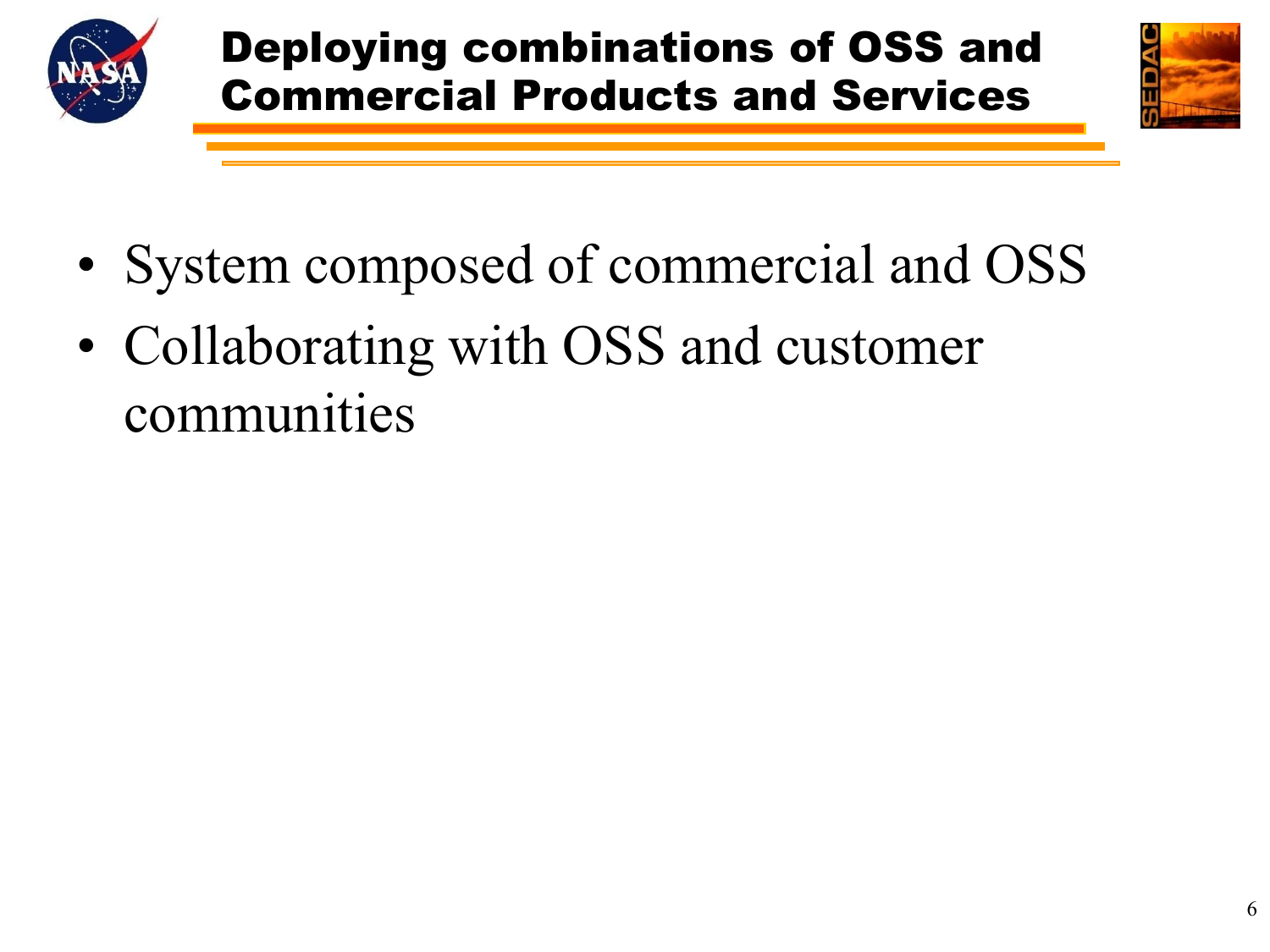# Deploying combinations of OSS and Commercial Products and Services

- System composed of commercial and OSS
- Collaborating with OSS and customer communities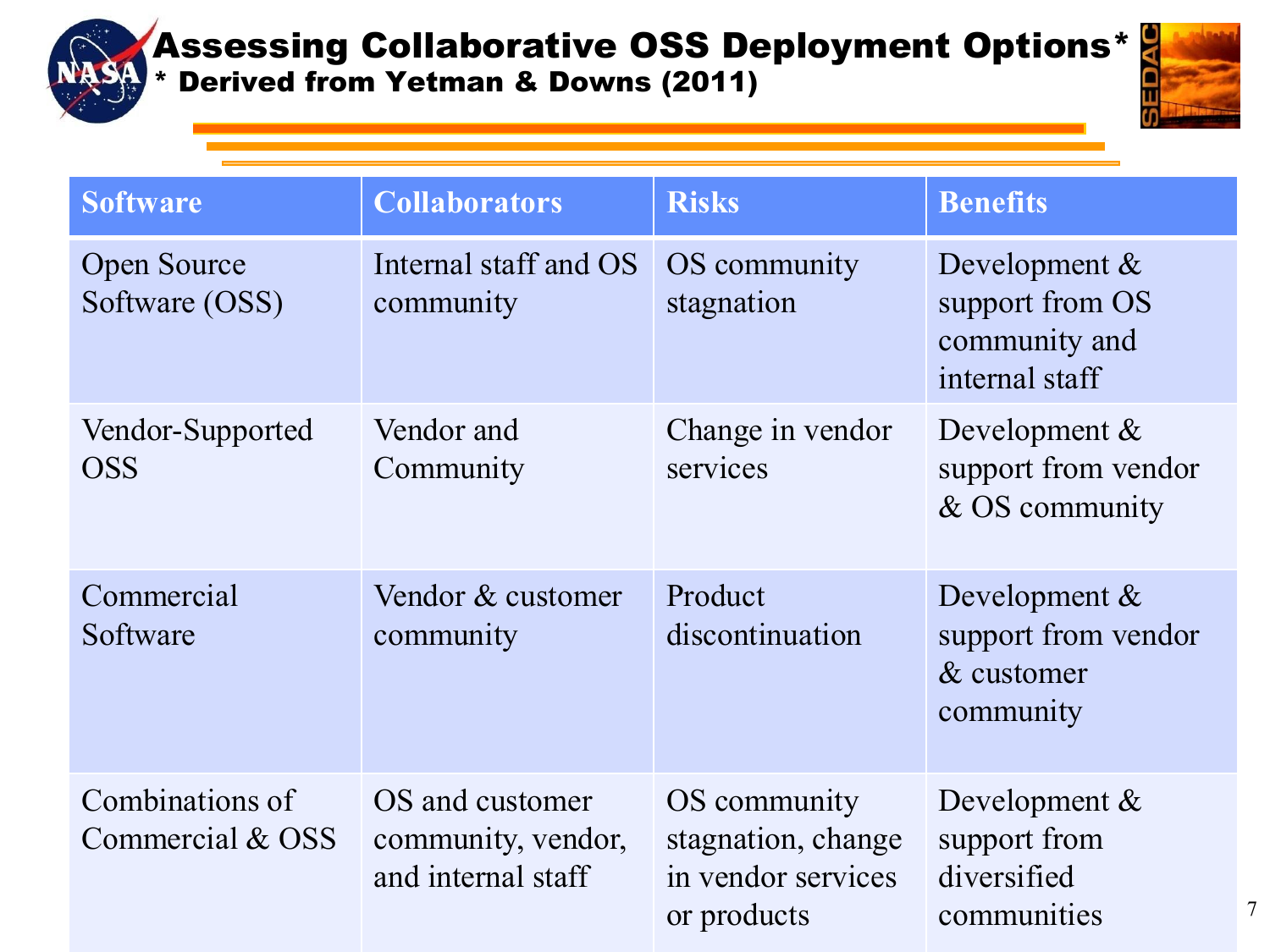# Assessing Collaborative OSS Deployment Options*

**\* Derived from Yetman & Downs (2011)**

| Software | Collaborators | Risks | Benefits |
|---|---|---|---|
| Open Source Software (OSS) | Internal staff and OS community | OS community stagnation | Development & support from OS community and internal staff |
| Vendor-Supported OSS | Vendor and Community | Change in vendor services | Development & support from vendor & OS community |
| Commercial Software | Vendor & customer community | Product discontinuation | Development & support from vendor & customer community |
| Combinations of Commercial & OSS | OS and customer community, vendor, and internal staff | OS community stagnation, change in vendor services or products | Development & support from diversified communities |